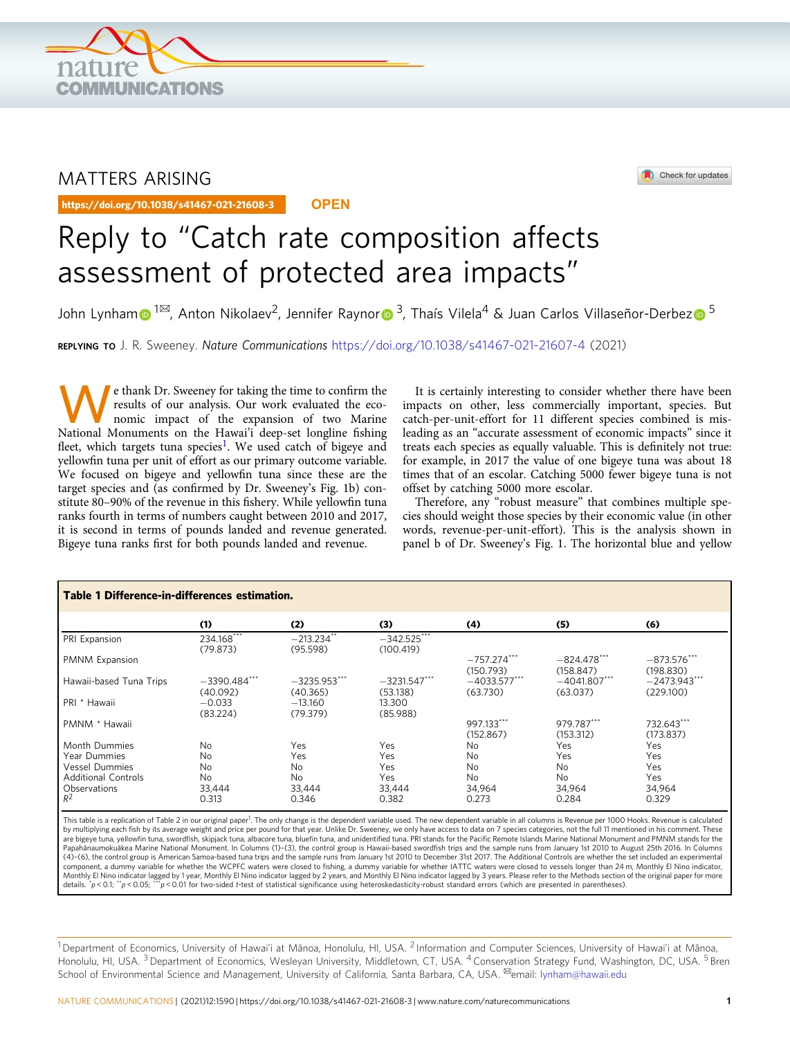MATTERS ARISING

https://doi.org/10.1038/s41467-021-21608-3 OPEN

# Reply to "Catch rate composition affects assessment of protected area impacts"

John Lynham[1✉], Anton Nikolaev[2], Jennifer Raynor[3], Thaís Vilela[4] & Juan Carlos Villaseñor-Derbez[5]

REPLYING TO J. R. Sweeney. *Nature Communications* https://doi.org/10.1038/s41467-021-21607-4 (2021)

We thank Dr. Sweeney for taking the time to confirm the results of our analysis. Our work evaluated the economic impact of the expansion of two Marine National Monuments on the Hawai'i deep-set longline fishing fleet, which targets tuna species[1]. We used catch of bigeye and yellowfin tuna per unit of effort as our primary outcome variable. We focused on bigeye and yellowfin tuna since these are the target species and (as confirmed by Dr. Sweeney's Fig. 1b) constitute 80–90% of the revenue in this fishery. While yellowfin tuna ranks fourth in terms of numbers caught between 2010 and 2017, it is second in terms of pounds landed and revenue generated. Bigeye tuna ranks first for both pounds landed and revenue.

It is certainly interesting to consider whether there have been impacts on other, less commercially important, species. But catch-per-unit-effort for 11 different species combined is misleading as an "accurate assessment of economic impacts" since it treats each species as equally valuable. This is definitely not true: for example, in 2017 the value of one bigeye tuna was about 18 times that of an escolar. Catching 5000 fewer bigeye tuna is not offset by catching 5000 more escolar.

Therefore, any "robust measure" that combines multiple species should weight those species by their economic value (in other words, revenue-per-unit-effort). This is the analysis shown in panel b of Dr. Sweeney's Fig. 1. The horizontal blue and yellow

**Table 1 Difference-in-differences estimation.**

| | (1) | (2) | (3) | (4) | (5) | (6) |
|---|---|---|---|---|---|---|
| PRI Expansion | 234.168*** (79.873) | −213.234** (95.598) | −342.525*** (100.419) | | | |
| PMNM Expansion | | | | −757.274*** (150.793) | −824.478*** (158.847) | −873.576*** (198.830) |
| Hawaii-based Tuna Trips | −3390.484*** (40.092) | −3235.953*** (40.365) | −3231.547*** (53.138) | −4033.577*** (63.730) | −4041.807*** (63.037) | −2473.943*** (229.100) |
| PRI * Hawaii | −0.033 (83.224) | −13.160 (79.379) | 13.300 (85.988) | | | |
| PMNM * Hawaii | | | | 997.133*** (152.867) | 979.787*** (153.312) | 732.643*** (173.837) |
| Month Dummies | No | Yes | Yes | No | Yes | Yes |
| Year Dummies | No | Yes | Yes | No | Yes | Yes |
| Vessel Dummies | No | No | Yes | No | No | Yes |
| Additional Controls | No | No | Yes | No | No | Yes |
| Observations | 33,444 | 33,444 | 33,444 | 34,964 | 34,964 | 34,964 |
| $R^2$ | 0.313 | 0.346 | 0.382 | 0.273 | 0.284 | 0.329 |

This table is a replication of Table 2 in our original paper[1]. The only change is the dependent variable used. The new dependent variable in all columns is Revenue per 1000 Hooks. Revenue is calculated by multiplying each fish by its average weight and price per pound for that year. Unlike Dr. Sweeney, we only have access to data on 7 species categories, not the full 11 mentioned in his comment. These are bigeye tuna, yellowfin tuna, swordfish, skipjack tuna, albacore tuna, bluefin tuna, and unidentified tuna. PRI stands for the Pacific Remote Islands Marine National Monument and PMNM stands for the Papahānaumokuākea Marine National Monument. In Columns (1)–(3), the control group is Hawaii-based swordfish trips and the sample runs from January 1st 2010 to August 25th 2016. In Columns (4)–(6), the control group is American Samoa-based tuna trips and the sample runs from January 1st 2010 to December 31st 2017. The Additional Controls are whether the set included an experimental component, a dummy variable for whether the WCPFC waters were closed to fishing, a dummy variable for whether IATTC waters were closed to vessels longer than 24 m, Monthly El Nino indicator, Monthly El Nino indicator lagged by 1 year, Monthly El Nino indicator lagged by 2 years, and Monthly El Nino indicator lagged by 3 years. Please refer to the Methods section of the original paper for more details. *$p < 0.1$; **$p < 0.05$; ***$p < 0.01$ for two-sided *t*-test of statistical significance using heteroskedasticity-robust standard errors (which are presented in parentheses).

[1] Department of Economics, University of Hawai'i at Mānoa, Honolulu, HI, USA. [2] Information and Computer Sciences, University of Hawai'i at Mānoa, Honolulu, HI, USA. [3] Department of Economics, Wesleyan University, Middletown, CT, USA. [4] Conservation Strategy Fund, Washington, DC, USA. [5] Bren School of Environmental Science and Management, University of California, Santa Barbara, CA, USA. ✉email: lynham@hawaii.edu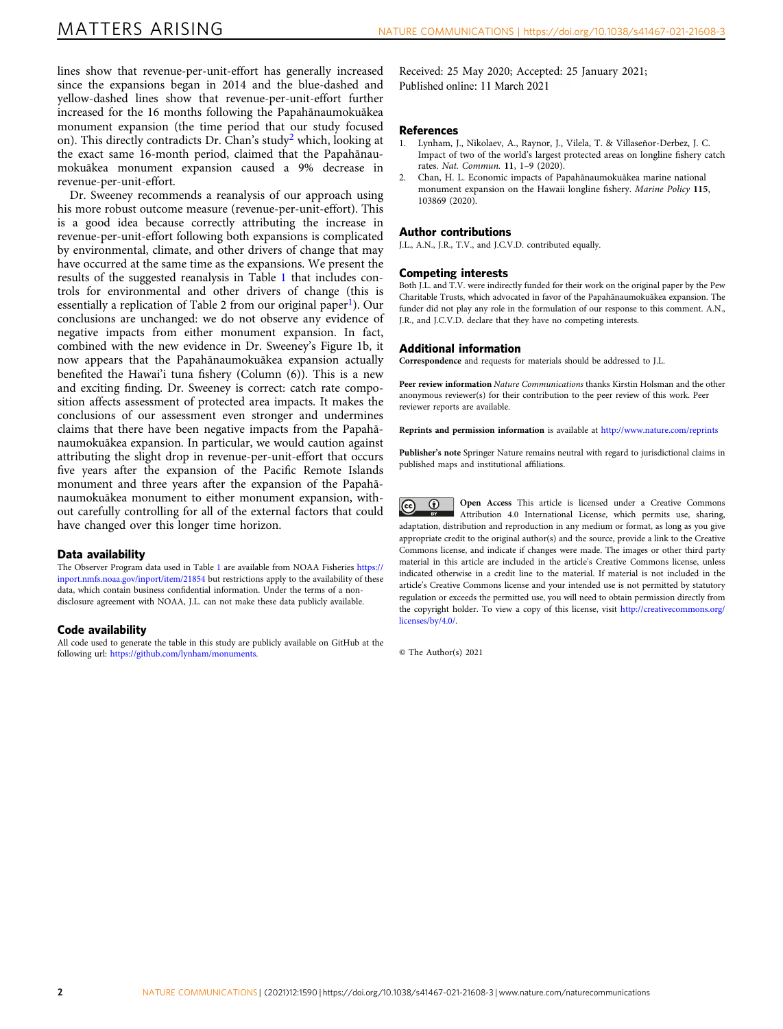lines show that revenue-per-unit-effort has generally increased since the expansions began in 2014 and the blue-dashed and yellow-dashed lines show that revenue-per-unit-effort further increased for the 16 months following the Papahānaumokuākea monument expansion (the time period that our study focused on). This directly contradicts Dr. Chan's study[2] which, looking at the exact same 16-month period, claimed that the Papahānaumokuākea monument expansion caused a 9% decrease in revenue-per-unit-effort.

Dr. Sweeney recommends a reanalysis of our approach using his more robust outcome measure (revenue-per-unit-effort). This is a good idea because correctly attributing the increase in revenue-per-unit-effort following both expansions is complicated by environmental, climate, and other drivers of change that may have occurred at the same time as the expansions. We present the results of the suggested reanalysis in Table 1 that includes controls for environmental and other drivers of change (this is essentially a replication of Table 2 from our original paper[1]). Our conclusions are unchanged: we do not observe any evidence of negative impacts from either monument expansion. In fact, combined with the new evidence in Dr. Sweeney's Figure 1b, it now appears that the Papahānaumokuākea expansion actually benefited the Hawai'i tuna fishery (Column (6)). This is a new and exciting finding. Dr. Sweeney is correct: catch rate composition affects assessment of protected area impacts. It makes the conclusions of our assessment even stronger and undermines claims that there have been negative impacts from the Papahānaumokuākea expansion. In particular, we would caution against attributing the slight drop in revenue-per-unit-effort that occurs five years after the expansion of the Pacific Remote Islands monument and three years after the expansion of the Papahānaumokuākea monument to either monument expansion, without carefully controlling for all of the external factors that could have changed over this longer time horizon.

## Data availability

The Observer Program data used in Table 1 are available from NOAA Fisheries https://inport.nmfs.noaa.gov/inport/item/21854 but restrictions apply to the availability of these data, which contain business confidential information. Under the terms of a non-disclosure agreement with NOAA, J.L. can not make these data publicly available.

## Code availability

All code used to generate the table in this study are publicly available on GitHub at the following url: https://github.com/lynham/monuments.

Received: 25 May 2020; Accepted: 25 January 2021;
Published online: 11 March 2021

## References

1. Lynham, J., Nikolaev, A., Raynor, J., Vilela, T. & Villaseñor-Derbez, J. C. Impact of two of the world's largest protected areas on longline fishery catch rates. *Nat. Commun.* **11**, 1–9 (2020).
2. Chan, H. L. Economic impacts of Papahānaumokuākea marine national monument expansion on the Hawaii longline fishery. *Marine Policy* **115**, 103869 (2020).

## Author contributions

J.L., A.N., J.R., T.V., and J.C.V.D. contributed equally.

## Competing interests

Both J.L. and T.V. were indirectly funded for their work on the original paper by the Pew Charitable Trusts, which advocated in favor of the Papahānaumokuākea expansion. The funder did not play any role in the formulation of our response to this comment. A.N., J.R., and J.C.V.D. declare that they have no competing interests.

## Additional information

**Correspondence** and requests for materials should be addressed to J.L.

**Peer review information** *Nature Communications* thanks Kirstin Holsman and the other anonymous reviewer(s) for their contribution to the peer review of this work. Peer reviewer reports are available.

**Reprints and permission information** is available at http://www.nature.com/reprints

**Publisher's note** Springer Nature remains neutral with regard to jurisdictional claims in published maps and institutional affiliations.

**Open Access** This article is licensed under a Creative Commons Attribution 4.0 International License, which permits use, sharing, adaptation, distribution and reproduction in any medium or format, as long as you give appropriate credit to the original author(s) and the source, provide a link to the Creative Commons license, and indicate if changes were made. The images or other third party material in this article are included in the article's Creative Commons license, unless indicated otherwise in a credit line to the material. If material is not included in the article's Creative Commons license and your intended use is not permitted by statutory regulation or exceeds the permitted use, you will need to obtain permission directly from the copyright holder. To view a copy of this license, visit http://creativecommons.org/licenses/by/4.0/.

© The Author(s) 2021